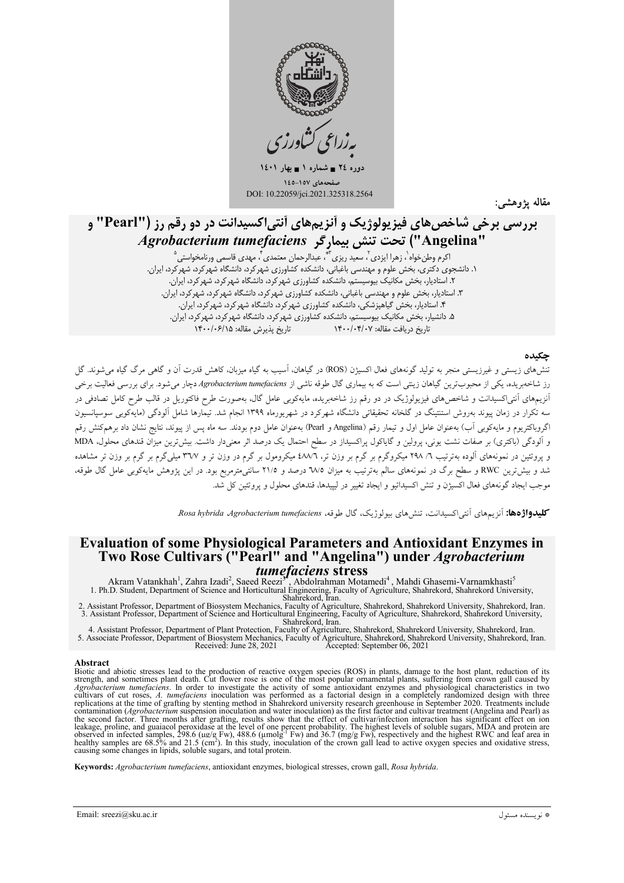مقاله پژوهشی:

# بررسی برخی شاخص‌های فیزیولوژیک و آنزیم‌های آنتی‌اکسیدانت در دو رقم رز ("Pearl" و "Angelina") تحت تنش بیمارگر *Agrobacterium tumefaciens*

اکرم وطن‌خواه[۱]، زهرا ایزدی[۲]، سعید ریزی[۳*]، عبدالرحمان معتمدی[۴]، مهدی قاسمی ورنامخواستی[۵]

۱. دانشجوی دکتری، بخش علوم و مهندسی باغبانی، دانشکده کشاورزی شهرکرد، دانشگاه شهرکرد، شهرکرد، ایران.
۲. استادیار، بخش مکانیک بیوسیستم، دانشکده کشاورزی شهرکرد، دانشگاه شهرکرد، شهرکرد، ایران.
۳. استادیار، بخش علوم و مهندسی باغبانی، دانشکده کشاورزی شهرکرد، دانشگاه شهرکرد، شهرکرد، ایران.
۴. استادیار، بخش گیاهپزشکی، دانشکده کشاورزی شهرکرد، دانشگاه شهرکرد، شهرکرد، ایران.
۵. دانشیار، بخش مکانیک بیوسیستم، دانشکده کشاورزی شهرکرد، دانشگاه شهرکرد، شهرکرد، ایران.

تاریخ دریافت مقاله: ۱۴۰۰/۰۴/۰۷ تاریخ پذیرش مقاله: ۱۴۰۰/۰۶/۱۵

## چکیده

تنش‌های زیستی و غیرزیستی منجر به تولید گونه‌های فعال اکسیژن (ROS) در گیاهان، آسیب به گیاه میزبان، کاهش قدرت آن و گاهی مرگ گیاه می‌شوند. گل رز شاخه‌بریده، یکی از محبوب‌ترین گیاهان زینتی است که به بیماری گال طوقه ناشی از *Agrobacterium tumefaciens* دچار می‌شود. برای بررسی فعالیت برخی آنزیم‌های آنتی‌اکسیدانت و شاخص‌های فیزیولوژیک در دو رقم رز شاخه‌بریده، مایه‌کوبی عامل گال، به‌صورت طرح فاکتوریل در قالب طرح کامل تصادفی در سه تکرار در زمان پیوند به‌روش استنتینگ در گلخانه تحقیقاتی دانشگاه شهرکرد در شهریورماه ۱۳۹۹ انجام شد. تیمارها شامل آلودگی (مایه‌کوبی سوسپانسیون اگروباکتریوم و مایه‌کوبی آب) به‌عنوان عامل اول و تیمار رقم (Angelina و Pearl) به‌عنوان عامل دوم بودند. سه ماه پس از پیوند، نتایج نشان داد برهم‌کنش رقم و آلودگی (باکتری) بر صفات نشت یونی، پرولین و گایاکول پراکسیداز در سطح احتمال یک درصد اثر معنی‌دار داشت. بیش‌ترین میزان قندهای محلول، MDA و پروتئین در نمونه‌های آلوده به‌ترتیب ۲۹۸/۶ میکروگرم بر گرم بر وزن تر، ۴۸۸/۶ میکرومول بر گرم در وزن تر و ۳۶/۷ میلی‌گرم بر گرم بر وزن تر مشاهده شد و بیش‌ترین RWC و سطح برگ در نمونه‌های سالم به‌ترتیب به میزان ۶۸/۵ درصد و ۲۱/۵ سانتی‌مترمربع بود. در این پژوهش مایه‌کوبی عامل گال طوقه، موجب ایجاد گونه‌های فعال اکسیژن و تنش اکسیداتیو و ایجاد تغییر در لیپیدها، قندهای محلول و پروتئین کل شد.

**کلیدواژه‌ها:** آنزیم‌های آنتی‌اکسیدانت، تنش‌های بیولوژیک، گال طوقه، *Agrobacterium tumefaciens*، *Rosa hybrida*.

# Evaluation of some Physiological Parameters and Antioxidant Enzymes in Two Rose Cultivars ("Pearl" and "Angelina") under *Agrobacterium tumefaciens* stress

Akram Vatankhah[1], Zahra Izadi[2], Saeed Reezi[3*], Abdolrahman Motamedi[4], Mahdi Ghasemi-Varnamkhasti[5]

1. Ph.D. Student, Department of Science and Horticultural Engineering, Faculty of Agriculture, Shahrekord, Shahrekord University, Shahrekord, Iran.
2. Assistant Professor, Department of Biosystem Mechanics, Faculty of Agriculture, Shahrekord, Shahrekord University, Shahrekord, Iran.
3. Assistant Professor, Department of Science and Horticultural Engineering, Faculty of Agriculture, Shahrekord, Shahrekord University, Shahrekord, Iran.
4. Assistant Professor, Department of Plant Protection, Faculty of Agriculture, Shahrekord, Shahrekord University, Shahrekord, Iran.
5. Associate Professor, Department of Biosystem Mechanics, Faculty of Agriculture, Shahrekord, Shahrekord University, Shahrekord, Iran.

Received: June 28, 2021 Accepted: September 06, 2021

## Abstract

Biotic and abiotic stresses lead to the production of reactive oxygen species (ROS) in plants, damage to the host plant, reduction of its strength, and sometimes plant death. Cut flower rose is one of the most popular ornamental plants, suffering from crown gall caused by *Agrobacterium tumefaciens*. In order to investigate the activity of some antioxidant enzymes and physiological characteristics in two cultivars of cut roses, *A. tumefaciens* inoculation was performed as a factorial design in a completely randomized design with three replications at the time of grafting by stenting method in Shahrekord university research greenhouse in September 2020. Treatments include contamination (*Agrobacterium* suspension inoculation and water inoculation) as the first factor and cultivar treatment (Angelina and Pearl) as the second factor. Three months after grafting, results show that the effect of cultivar/infection interaction has significant effect on ion leakage, proline, and guaiacol peroxidase at the level of one percent probability. The highest levels of soluble sugars, MDA and protein are observed in infected samples, 298.6 (ug/g Fw), 488.6 ($\mu$molg$^{-1}$ Fw) and 36.7 (mg/g Fw), respectively and the highest RWC and leaf area in healthy samples are 68.5% and 21.5 ($cm^2$). In this study, inoculation of the crown gall lead to active oxygen species and oxidative stress, causing some changes in lipids, soluble sugars, and total protein.

**Keywords:** *Agrobacterium tumefaciens*, antioxidant enzymes, biological stresses, crown gall, *Rosa hybrida*.

\* نویسنده مسئول

Email: sreezi@sku.ac.ir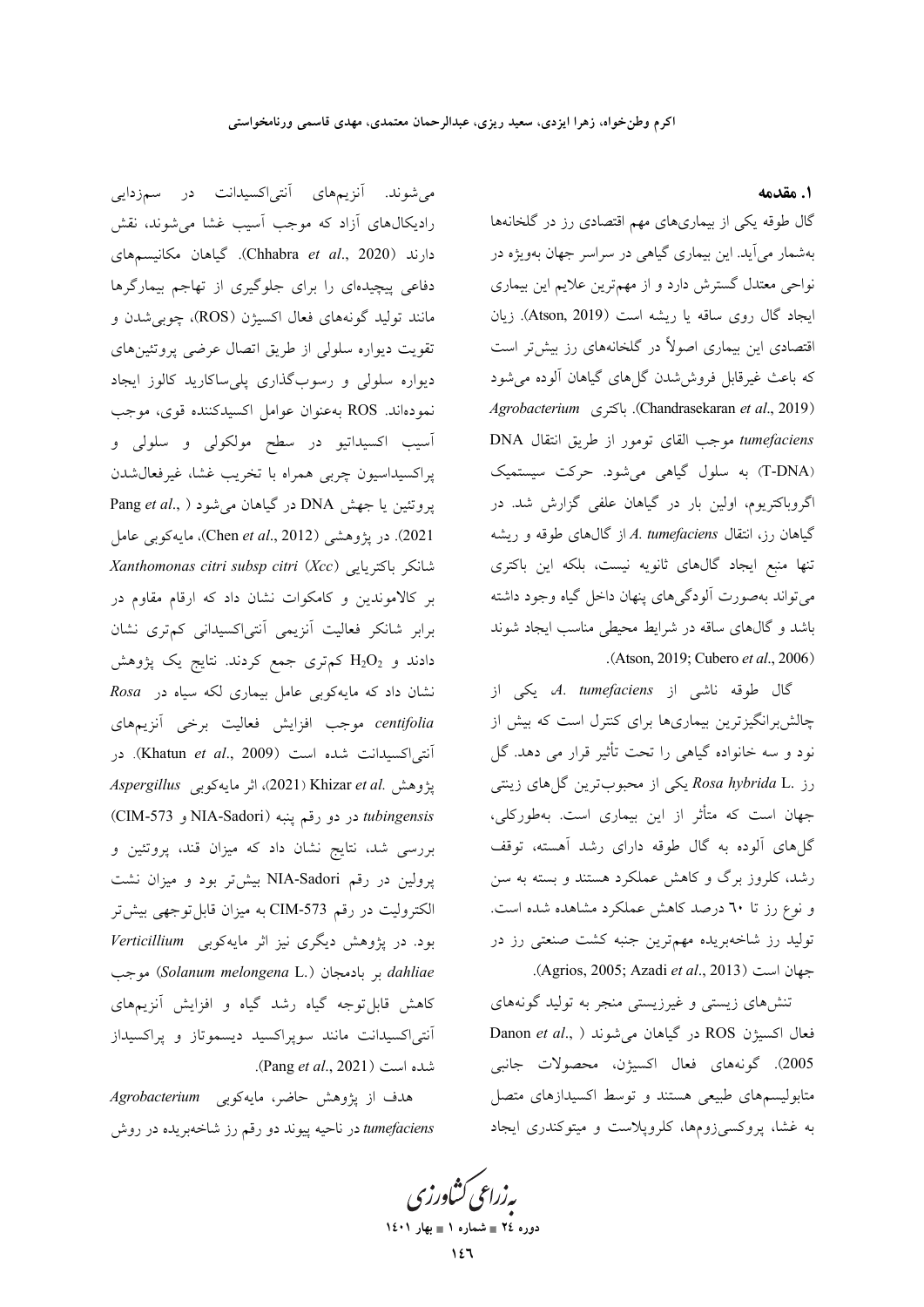## ۱. مقدمه

گال طوقه یکی از بیماری‌های مهم اقتصادی رز در گلخانه‌ها به‌شمار می‌آید. این بیماری گیاهی در سراسر جهان به‌ویژه در نواحی معتدل گسترش دارد و از مهم‌ترین علایم این بیماری ایجاد گال روی ساقه یا ریشه است (Atson, 2019). زیان اقتصادی این بیماری اصولاً در گلخانه‌های رز بیش‌تر است که باعث غیرقابل فروش‌شدن گل‌های گیاهان آلوده می‌شود (Chandrasekaran *et al*., 2019). باکتری *Agrobacterium tumefaciens* موجب القای تومور از طریق انتقال DNA (T-DNA) به سلول گیاهی می‌شود. حرکت سیستمیک اگروباکتریوم، اولین بار در گیاهان علفی گزارش شد. در گیاهان رز، انتقال *A. tumefaciens* از گال‌های طوقه و ریشه تنها منبع ایجاد گال‌های ثانویه نیست، بلکه این باکتری می‌تواند به‌صورت آلودگی‌های پنهان داخل گیاه وجود داشته باشد و گال‌های ساقه در شرایط محیطی مناسب ایجاد شوند (Atson, 2019; Cubero *et al*., 2006).

گال طوقه ناشی از *A. tumefaciens* یکی از چالش‌برانگیزترین بیماری‌ها برای کنترل است که بیش از نود و سه خانواده گیاهی را تحت تأثیر قرار می دهد. گل رز *Rosa hybrida* L. یکی از محبوب‌ترین گل‌های زینتی جهان است که متأثر از این بیماری است. به‌طورکلی، گل‌های آلوده به گال طوقه دارای رشد آهسته، توقف رشد، کلروز برگ و کاهش عملکرد هستند و بسته به سن و نوع رز تا ٦٠ درصد کاهش عملکرد مشاهده شده است. تولید رز شاخه‌بریده مهم‌ترین جنبه کشت صنعتی رز در جهان است (Agrios, 2005; Azadi *et al*., 2013).

تنش‌های زیستی و غیرزیستی منجر به تولید گونه‌های فعال اکسیژن ROS در گیاهان می‌شوند (Danon *et al*., 2005). گونه‌های فعال اکسیژن، محصولات جانبی متابولیسم‌های طبیعی هستند و توسط اکسیدازهای متصل به غشا، پروکسی‌زوم‌ها، کلروپلاست و میتوکندری ایجاد می‌شوند. آنزیم‌های آنتی‌اکسیدانت در سم‌زدایی رادیکال‌های آزاد که موجب آسیب غشا می‌شوند، نقش دارند (Chhabra *et al*., 2020). گیاهان مکانیسم‌های دفاعی پیچیده‌ای را برای جلوگیری از تهاجم بیمارگرها مانند تولید گونه‌های فعال اکسیژن (ROS)، چوبی‌شدن و تقویت دیواره سلولی از طریق اتصال عرضی پروتئین‌های دیواره سلولی و رسوب‌گذاری پلی‌ساکارید کالوز ایجاد نموده‌اند. ROS به‌عنوان عوامل اکسیدکننده قوی، موجب آسیب اکسیداتیو در سطح مولکولی و سلولی و پراکسیداسیون چربی همراه با تخریب غشا، غیرفعال‌شدن پروتئین یا جهش DNA در گیاهان می‌شود (Pang *et al*., 2021). در پژوهشی (Chen *et al*., 2012)، مایه‌کوبی عامل شانکر باکتریایی *Xanthomonas citri subsp citri* (*Xcc*) بر کالاموندین و کامکوات نشان داد که ارقام مقاوم در برابر شانکر فعالیت آنزیمی آنتی‌اکسیدانی کم‌تری نشان دادند و $H_2O_2$ کم‌تری جمع کردند. نتایج یک پژوهش نشان داد که مایه‌کوبی عامل بیماری لکه سیاه در *Rosa centifolia* موجب افزایش فعالیت برخی آنزیم‌های آنتی‌اکسیدانت شده است (Khatun *et al*., 2009). در پژوهش Khizar *et al*. (2021)، اثر مایه‌کوبی *Aspergillus tubingensis* در دو رقم پنبه (NIA-Sadori و CIM-573) بررسی شد، نتایج نشان داد که میزان قند، پروتئین و پرولین در رقم NIA-Sadori بیش‌تر بود و میزان نشت الکترولیت در رقم CIM-573 به میزان قابل‌توجهی بیش‌تر بود. در پژوهش دیگری نیز اثر مایه‌کوبی *Verticillium dahliae* بر بادمجان (*Solanum melongena* L.) موجب کاهش قابل‌توجه گیاه رشد گیاه و افزایش آنزیم‌های آنتی‌اکسیدانت مانند سوپراکسید دیسموتاز و پراکسیداز شده است (Pang *et al*., 2021).

هدف از پژوهش حاضر، مایه‌کوبی *Agrobacterium tumefaciens* در ناحیه پیوند دو رقم رز شاخه‌بریده در روش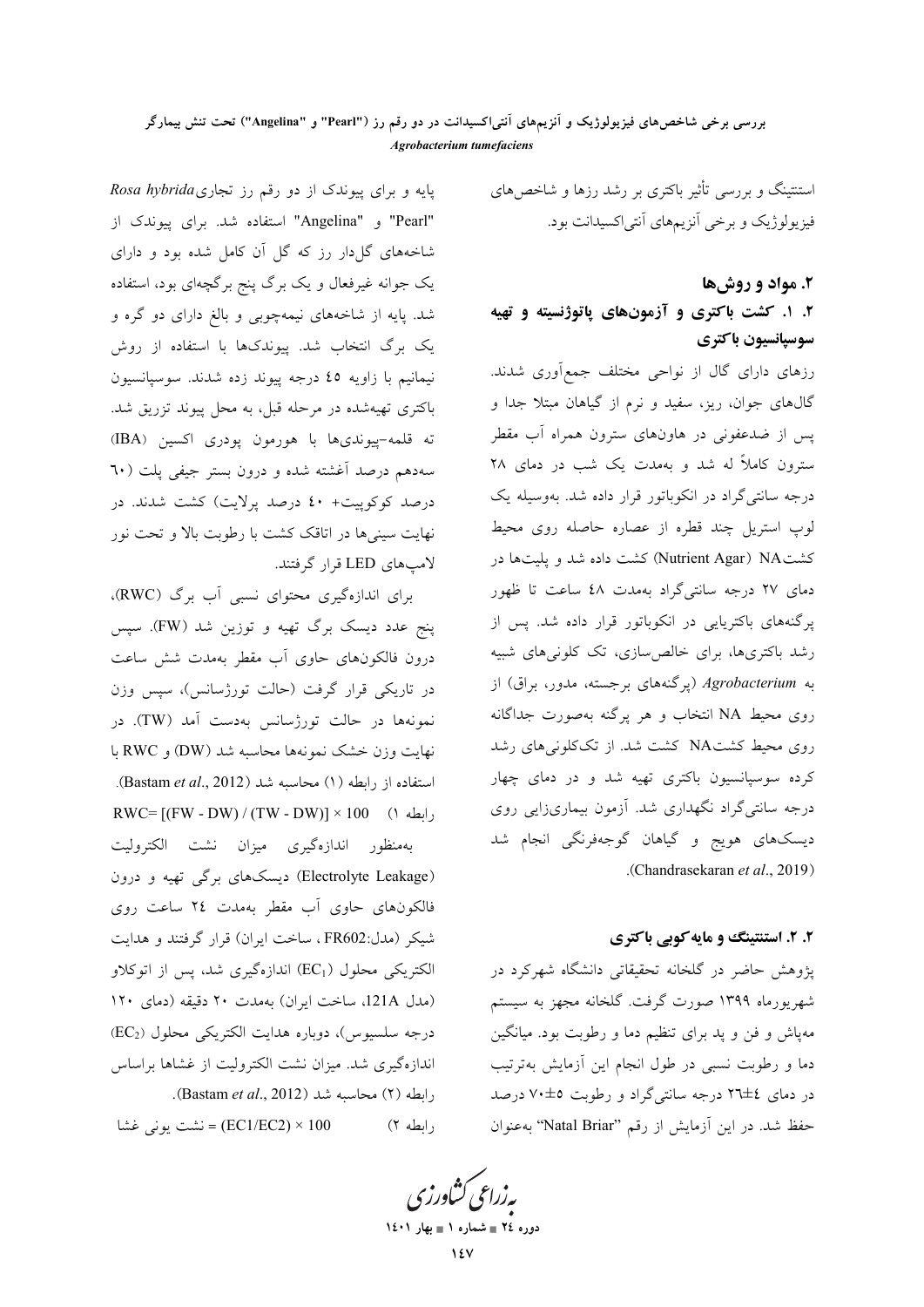استنتینگ و بررسی تأثیر باکتری بر رشد رزها و شاخص‌های فیزیولوژیک و برخی آنزیم‌های آنتی‌اکسیدانت بود.

## ۲. مواد و روش‌ها

### ۲. ۱. کشت باکتری و آزمون‌های پاتوژنسیته و تهیه سوسپانسیون باکتری

رزهای دارای گال از نواحی مختلف جمع‌آوری شدند. گال‌های جوان، ریز، سفید و نرم از گیاهان مبتلا جدا و پس از ضدعفونی در هاون‌های سترون همراه آب مقطر سترون کاملاً له شد و به‌مدت یک شب در دمای ۲۸ درجه سانتی‌گراد در انکوباتور قرار داده شد. به‌وسیله یک لوپ استریل چند قطره از عصاره حاصله روی محیط کشت‌NA (Nutrient Agar) کشت داده شد و پلیت‌ها در دمای ۲۷ درجه سانتی‌گراد به‌مدت ۴۸ ساعت تا ظهور پرگنه‌های باکتریایی در انکوباتور قرار داده شد. پس از رشد باکتری‌ها، برای خالص‌سازی، تک کلونی‌های شبیه به *Agrobacterium* (پرگنه‌های برجسته، مدور، براق) از روی محیط NA انتخاب و هر پرگنه به‌صورت جداگانه روی محیط کشت‌NA کشت شد. از تک‌کلونی‌های رشد کرده سوسپانسیون باکتری تهیه شد و در دمای چهار درجه سانتی‌گراد نگهداری شد. آزمون بیماری‌زایی روی دیسک‌های هویج و گیاهان گوجه‌فرنگی انجام شد (Chandrasekaran *et al*., 2019).

### ۲. ۲. استنتینگ و مایه‌کوبی باکتری

پژوهش حاضر در گلخانه تحقیقاتی دانشگاه شهرکرد در شهریورماه ۱۳۹۹ صورت گرفت. گلخانه مجهز به سیستم مه‌پاش و فن و پد برای تنظیم دما و رطوبت بود. میانگین دما و رطوبت نسبی در طول انجام این آزمایش به‌ترتیب در دمای ۴±۲۶ درجه سانتی‌گراد و رطوبت ۵±۷۰ درصد حفظ شد. در این آزمایش از رقم "Natal Briar" به‌عنوان پایه و برای پیوندک از دو رقم رز تجاری *Rosa hybrida* "Pearl" و "Angelina" استفاده شد. برای پیوندک از شاخه‌های گل‌دار رز که گل آن کامل شده بود و دارای یک جوانه غیرفعال و یک برگ پنج برگچه‌ای بود، استفاده شد. پایه از شاخه‌های نیمه‌چوبی و بالغ دارای دو گره و یک برگ انتخاب شد. پیوندک‌ها با استفاده از روش نیمانیم با زاویه ۴۵ درجه پیوند زده شدند. سوسپانسیون باکتری تهیه‌شده در مرحله قبل، به محل پیوند تزریق شد. ته قلمه-پیوندی‌ها با هورمون پودری اکسین (IBA) سه‌دهم درصد آغشته شده و درون بستر جیفی پلت (۶۰ درصد کوکوپیت+ ۴۰ درصد پرلایت) کشت شدند. در نهایت سینی‌ها در اتاقک کشت با رطوبت بالا و تحت نور لامپ‌های LED قرار گرفتند.

برای اندازه‌گیری محتوای نسبی آب برگ (RWC)، پنج عدد دیسک برگ تهیه و توزین شد (FW). سپس درون فالکون‌های حاوی آب مقطر به‌مدت شش ساعت در تاریکی قرار گرفت (حالت تورژسانس)، سپس وزن نمونه‌ها در حالت تورژسانس به‌دست آمد (TW). در نهایت وزن خشک نمونه‌ها محاسبه شد (DW) و RWC با استفاده از رابطه (۱) محاسبه شد (Bastam *et al*., 2012).

$$RWC= [(FW - DW) / (TW - DW)] \times 100 \quad \text{(رابطه ۱)}$$

به‌منظور اندازه‌گیری میزان نشت الکترولیت (Electrolyte Leakage) دیسک‌های برگی تهیه و درون فالکون‌های حاوی آب مقطر به‌مدت ۲۴ ساعت روی شیکر (مدل:FR602 ، ساخت ایران) قرار گرفتند و هدایت الکتریکی محلول ($EC_1$) اندازه‌گیری شد، پس از اتوکلاو (مدل 121A، ساخت ایران) به‌مدت ۲۰ دقیقه (دمای ۱۲۰ درجه سلسیوس)، دوباره هدایت الکتریکی محلول ($EC_2$) اندازه‌گیری شد. میزان نشت الکترولیت از غشاها براساس رابطه (۲) محاسبه شد (Bastam *et al*., 2012).

$$\text{نشت یونی غشا} = (EC1/EC2) \times 100 \quad \text{(رابطه ۲)}$$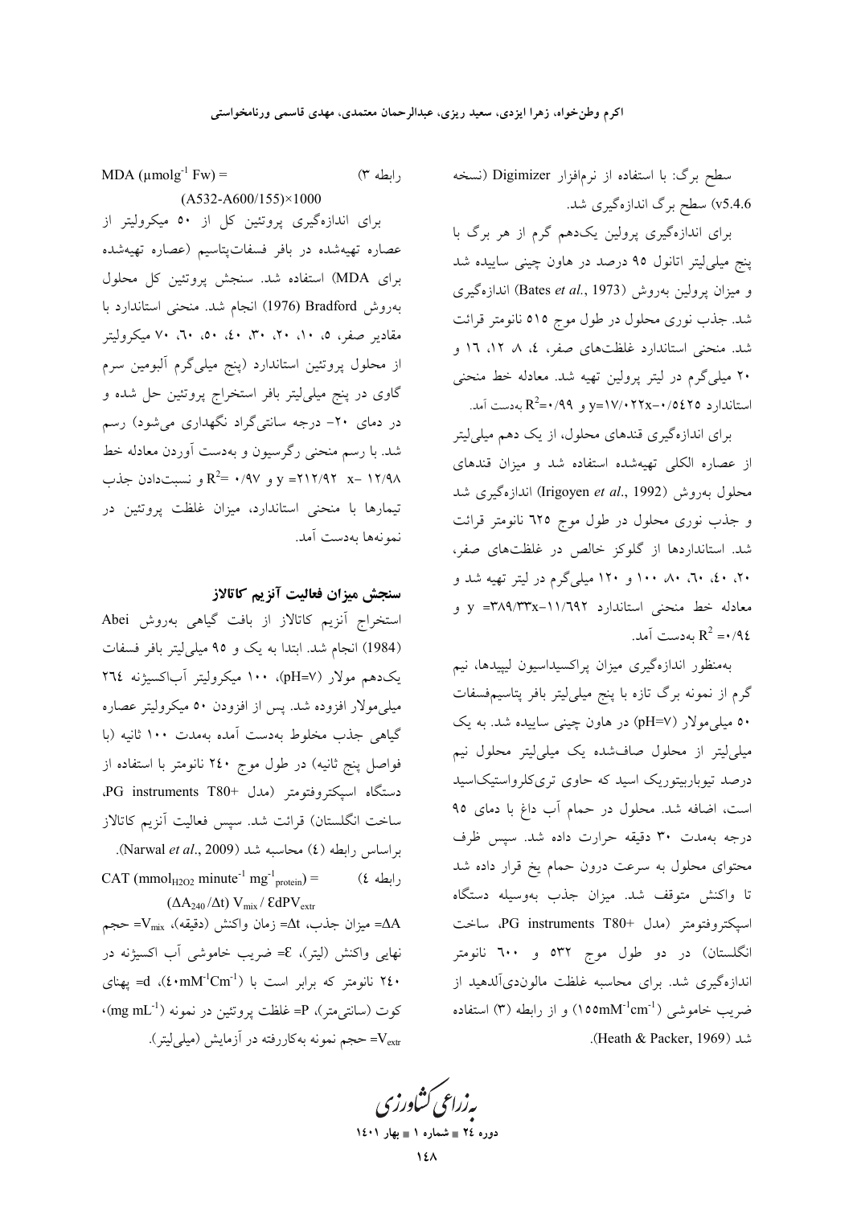سطح برگ: با استفاده از نرم‌افزار Digimizer (نسخه v5.4.6) سطح برگ اندازه‌گیری شد.

برای اندازه‌گیری پرولین یک‌دهم گرم از هر برگ با پنج میلی‌لیتر اتانول ۹۵ درصد در هاون چینی ساییده شد و میزان پرولین به‌روش (Bates *et al.*, 1973) اندازه‌گیری شد. جذب نوری محلول در طول موج ۵۱۵ نانومتر قرائت شد. منحنی استاندارد غلظت‌های صفر، ۴، ۸، ۱۲، ۱۶ و ۲۰ میلی‌گرم در لیتر پرولین تهیه شد. معادله خط منحنی استاندارد $y=17/022x-0/5425$ و $R^2=0/99$ به‌دست آمد.

برای اندازه‌گیری قندهای محلول، از یک دهم میلی‌لیتر از عصاره الکلی تهیه‌شده استفاده شد و میزان قندهای محلول به‌روش (Irigoyen *et al*., 1992) اندازه‌گیری شد و جذب نوری محلول در طول موج ۶۲۵ نانومتر قرائت شد. استانداردها از گلوکز خالص در غلظت‌های صفر، ۲۰، ۴۰، ۶۰، ۸۰، ۱۰۰ و ۱۲۰ میلی‌گرم در لیتر تهیه شد و معادله خط منحنی استاندارد $y=389/33x-11/692$ و $R^2=0/94$ به‌دست آمد.

به‌منظور اندازه‌گیری میزان پراکسیداسیون لیپیدها، نیم گرم از نمونه برگ تازه با پنج میلی‌لیتر بافر پتاسیم‌فسفات ۵۰ میلی‌مولار (pH=7) در هاون چینی ساییده شد. به یک میلی‌لیتر از محلول صاف‌شده یک میلی‌لیتر محلول نیم درصد تیوباربیتوریک اسید که حاوی تری‌کلرواستیک‌اسید است، اضافه شد. محلول در حمام آب داغ با دمای ۹۵ درجه به‌مدت ۳۰ دقیقه حرارت داده شد. سپس ظرف محتوای محلول به سرعت درون حمام یخ قرار داده شد تا واکنش متوقف شد. میزان جذب به‌وسیله دستگاه اسپکتروفتومتر (مدل PG instruments T80+، ساخت انگلستان) در دو طول موج ۵۳۲ و ۶۰۰ نانومتر اندازه‌گیری شد. برای محاسبه غلظت مالون‌دی‌آلدهید از ضریب خاموشی ($155 mM^{-1}cm^{-1}$) و از رابطه (۳) استفاده شد (Heath & Packer, 1969).

رابطه ۳)

$$MDA\ (\mu mol g^{-1}\ Fw) = (A532-A600/155)\times1000$$

برای اندازه‌گیری پروتئین کل از ۵۰ میکرولیتر از عصاره تهیه‌شده در بافر فسفات‌پتاسیم (عصاره تهیه‌شده برای MDA) استفاده شد. سنجش پروتئین کل محلول به‌روش Bradford (1976) انجام شد. منحنی استاندارد با مقادیر صفر، ۵، ۱۰، ۲۰، ۳۰، ۴۰، ۵۰، ۶۰، ۷۰ میکرولیتر از محلول پروتئین استاندارد (پنج میلی‌گرم آلبومین سرم گاوی در پنج میلی‌لیتر بافر استخراج پروتئین حل شده و در دمای ۲۰- درجه سانتی‌گراد نگهداری می‌شود) رسم شد. با رسم منحنی رگرسیون و به‌دست آوردن معادله خط $y=212/92\ x-12/98$ و $R^2=0/97$ و نسبت‌دادن جذب تیمارها با منحنی استاندارد، میزان غلظت پروتئین در نمونه‌ها به‌دست آمد.

## سنجش میزان فعالیت آنزیم کاتالاز

استخراج آنزیم کاتالاز از بافت گیاهی به‌روش Abei (1984) انجام شد. ابتدا به یک و ۹۵ میلی‌لیتر بافر فسفات یک‌دهم مولار (pH=7)، ۱۰۰ میکرولیتر آب‌اکسیژنه ۲۶۴ میلی‌مولار افزوده شد. پس از افزودن ۵۰ میکرولیتر عصاره گیاهی جذب مخلوط به‌دست آمده به‌مدت ۱۰۰ ثانیه (با فواصل پنج ثانیه) در طول موج ۲۴۰ نانومتر با استفاده از دستگاه اسپکتروفتومتر (مدل PG instruments T80+، ساخت انگلستان) قرائت شد. سپس فعالیت آنزیم کاتالاز براساس رابطه (۴) محاسبه شد (Narwal *et al*., 2009).

رابطه ۴)

$$CAT\ (mmol_{H2O2}\ minute^{-1}\ mg^{-1}_{protein}) = (\Delta A_{240}/\Delta t)\ V_{mix}/\ \varepsilon dPV_{extr}$$

$\Delta A$= میزان جذب، $\Delta t$= زمان واکنش (دقیقه)، $V_{mix}$= حجم نهایی واکنش (لیتر)، $\varepsilon$= ضریب خاموشی آب اکسیژنه در ۲۴۰ نانومتر که برابر است با ($40 mM^{-1}Cm^{-1}$)، d= پهنای کوت (سانتی‌متر)، P= غلظت پروتئین در نمونه ($mg\ mL^{-1}$)، $V_{extr}$= حجم نمونه به‌کاررفته در آزمایش (میلی‌لیتر).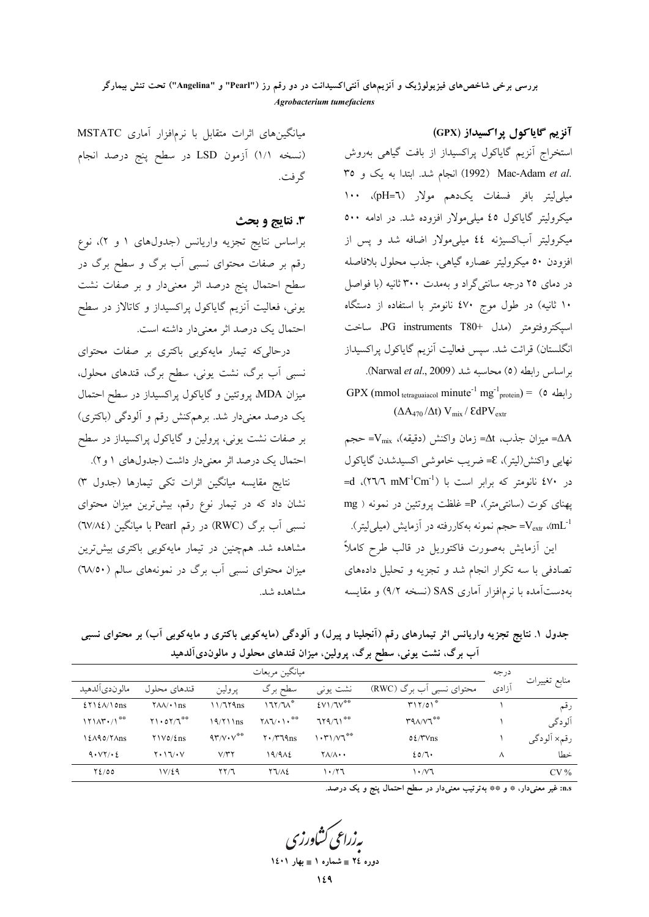### آنزیم گایاکول پراکسیداز (GPX)

استخراج آنزیم گایاکول پراکسیداز از بافت گیاهی به‌روش Mac-Adam *et al.* (1992) انجام شد. ابتدا به یک و ۳۵ میلی‌لیتر بافر فسفات یک‌دهم مولار (pH=٦)، ۱۰۰ میکرولیتر گایاکول ٤٥ میلی‌مولار افزوده شد. در ادامه ۵۰۰ میکرولیتر آب‌اکسیژنه ٤٤ میلی‌مولار اضافه شد و پس از افزودن ۵۰ میکرولیتر عصاره گیاهی، جذب محلول بلافاصله در دمای ۲۵ درجه سانتی‌گراد و به‌مدت ۳۰۰ ثانیه (با فواصل ۱۰ ثانیه) در طول موج ٤٧٠ نانومتر با استفاده از دستگاه اسپکتروفتومتر (مدل PG instruments T80+، ساخت انگلستان) قرائت شد. سپس فعالیت آنزیم گایاکول پراکسیداز براساس رابطه (۵) محاسبه شد (Narwal *et al*., 2009).

رابطه (۵)

$$GPX\ (mmol_{tetraguaiacol}\ minute^{-1}\ mg^{-1}_{protein}) = (\Delta A_{470}/\Delta t)\ V_{mix} / \mathcal{E}dPV_{extr}$$

$\Delta A$= میزان جذب، $\Delta t$= زمان واکنش (دقیقه)، $V_{mix}$= حجم نهایی واکنش(لیتر)، $\mathcal{E}$= ضریب خاموشی اکسیدشدن گایاکول در ٤٧٠ نانومتر که برابر است با ($26.6\ mM^{-1}Cm^{-1}$)، d= پهنای کوت (سانتی‌متر)، P= غلظت پروتئین در نمونه ( mg $mL^{-1}$)، $V_{extr}$= حجم نمونه به‌کاررفته در آزمایش (میلی‌لیتر).

این آزمایش به‌صورت فاکتوریل در قالب طرح کاملاً تصادفی با سه تکرار انجام شد و تجزیه و تحلیل داده‌های به‌دست‌آمده با نرم‌افزار آماری SAS (نسخه ٩/٢) و مقایسه میانگین‌های اثرات متقابل با نرم‌افزار آماری MSTATC (نسخه ۱/۱) آزمون LSD در سطح پنج درصد انجام گرفت.

## ۳. نتایج و بحث

براساس نتایج تجزیه واریانس (جدول‌های ۱ و ۲)، نوع رقم بر صفات محتوای نسبی آب برگ و سطح برگ در سطح احتمال پنج درصد اثر معنی‌دار و بر صفات نشت یونی، فعالیت آنزیم گایاکول پراکسیداز و کاتالاز در سطح احتمال یک درصد اثر معنی‌دار داشته است.

درحالی‌که تیمار مایه‌کوبی باکتری بر صفات محتوای نسبی آب برگ، نشت یونی، سطح برگ، قندهای محلول، میزان MDA، پروتئین و گایاکول پراکسیداز در سطح احتمال یک درصد معنی‌دار شد. برهم‌کنش رقم و آلودگی (باکتری) بر صفات نشت یونی، پرولین و گایاکول پراکسیداز در سطح احتمال یک درصد اثر معنی‌دار داشت (جدول‌های ۱ و ۲).

نتایج مقایسه میانگین اثرات تکی تیمارها (جدول ۳) نشان داد که در تیمار نوع رقم، بیش‌ترین میزان محتوای نسبی آب برگ (RWC) در رقم Pearl با میانگین (٦٧/٨٤) مشاهده شد. هم‌چنین در تیمار مایه‌کوبی باکتری بیش‌ترین میزان محتوای نسبی آب برگ در نمونه‌های سالم (٦٨/٥٠) مشاهده شد.

جدول ۱. نتایج تجزیه واریانس اثر تیمارهای رقم (آنجلینا و پیرل) و آلودگی (مایه‌کوبی باکتری و مایه‌کوبی آب) بر محتوای نسبی آب برگ، نشت یونی، سطح برگ، پرولین، میزان قندهای محلول و مالون‌دی‌آلدهید

| منابع تغییرات | درجه آزادی | میانگین مربعات | | | | | |
|---|---|---|---|---|---|---|---|
| | | محتوای نسبی آب برگ (RWC) | نشت یونی | سطح برگ | پرولین | قندهای محلول | مالون‌دی‌آلدهید |
| رقم | ۱ | ٣١٢/٥١* | ٤٧١/٦٧** | ١٦٢/٦٨* | ١١/٦٢٩ns | ٢٨٨/٠١ns | ٤٢١٤٨/١٥ns |
| آلودگی | ۱ | ٣٩٨/٧٦** | ٦٢٩/٦١** | ٢٨٦/٠١٠** | ١٩/٢١١ns | ٢١٠٥٢/٦** | ١٢١٨٣٠/١** |
| رقم× آلودگی | ۱ | ٥٤/٣٧ns | ١٠٣١/٧٦** | ٢٠/٣٦٩ns | ٩٣/٧٠٧** | ٢١٧٥/٤ns | ١٤٨٩٥/٢٨ns |
| خطا | ٨ | ٤٥/٦٠ | ٢٨/٨٠٠ | ١٩/٩٨٤ | ٧/٣٢ | ٢٠١٦/٠٧ | ٩٠٧٢/٠٤ |
| CV % | | ١٠/٧٦ | ١٠/٢٦ | ٢٦/٨٤ | ٢٢/٦ | ١٧/٤٩ | ٢٤/٥٥ |

n.s: غیر معنی‌دار، * و ** به‌ترتیب معنی‌دار در سطح احتمال پنج و یک درصد.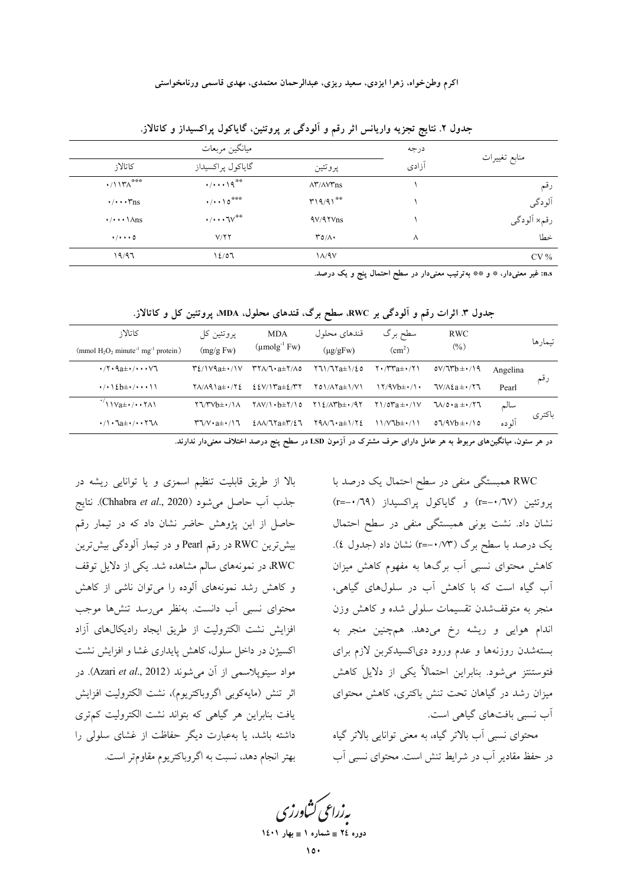جدول ۲. نتایج تجزیه واریانس اثر رقم و آلودگی بر پروتئین، گایاکول پراکسیداز و کاتالاز.

| منابع تغییرات | درجه آزادی | میانگین مربعات | | |
|---|---|---|---|---|
| | | پروتئین | گایاکول پراکسیداز | کاتالاز |
| رقم | ۱ | ۸۳/۸۷۳ns | \*\*۰/۰۰۰۱۹ | \*\*\*۰/۱۱۳۸ |
| آلودگی | ۱ | \*\*۳۱۹/۹۱ | \*\*\*۰/۰۰۱۵ | ۰/۰۰۰۳ns |
| رقم× آلودگی | ۱ | ۹۷/۹۲۷ns | \*\*۰/۰۰۰۲۷ | ۰/۰۰۰۱۸ns |
| خطا | ۸ | ۳۵/۸۰ | ۷/۲۲ | ۰/۰۰۰۵ |
| CV % | | ۱۸/۹۷ | ۱۴/۵۶ | ۱۹/۹۶ |

n.s: غیر معنی‌دار، \* و \*\* به‌ترتیب معنی‌دار در سطح احتمال پنج و یک درصد.

جدول ۳. اثرات رقم و آلودگی بر RWC، سطح برگ، قندهای محلول، MDA، پروتئین کل و کاتالاز.

| تیمارها | | RWC (%) | سطح برگ ($cm^2$) | قندهای محلول (μg/gFw) | MDA ($\mu molg^{-1}$ Fw) | پروتئین کل (mg/g Fw) | کاتالاز (mmol $H_2O_2$ $minute^{-1}$ $mg^{-1}$ protein) |
|---|---|---|---|---|---|---|---|
| رقم | Angelina | ۵۷/۶۳b±۰/۱۹ | ۲۰/۳۳a±۰/۲۱ | ۲۶۱/۶۲a±۱/۴۵ | ۳۲۸/۶۰a±۲/۸۵ | ۳۴/۱۷۹a±۰/۱۷ | ۰/۲۰۹a±۰/۰۰۰۷۶ |
| | Pearl | ۶۷/۸۴a±۰/۲۶ | ۱۲/۹۷b±۰/۱۰ | ۲۵۱/۸۲a±۱/۷۱ | ۴۴۷/۱۳a±۴/۳۲ | ۲۸/۸۹۱a±۰/۲۴ | ۰/۰۱۴b±۰/۰۰۰۱۱ |
| باکتری | سالم | ۶۸/۵۰a ±۰/۲۶ | ۲۱/۵۳a±۰/۱۷ | ۲۱۴/۸۳b±۰/۹۲ | ۲۸۷/۱۰b±۲/۱۵ | ۲۶/۳۷b±۰/۱۸ | ۰/۱۱۷a±۰/۰۰۲۸۱ |
| | آلوده | ۵۶/۹۷b±۰/۱۵ | ۱۱/۷۶b±۰/۱۱ | ۲۹۸/۶۰a±۱/۲۴ | ۴۸۸/۶۲a±۳/۴۶ | ۳۶/۷۰a±۰/۱۶ | ۰/۱۰۶a±۰/۰۰۲۶۸ |

در هر ستون، میانگین‌های مربوط به هر عامل دارای حرف مشترک در آزمون LSD در سطح پنج درصد اختلاف معنی‌دار ندارند.

RWC همبستگی منفی در سطح احتمال یک درصد با پروتئین (r=-۰/۶۷) و گایاکول پراکسیداز (r=-۰/۶۹) نشان داد. نشت یونی همبستگی منفی در سطح احتمال یک درصد با سطح برگ (r=-۰/۷۳) نشان داد (جدول ۴). کاهش محتوای نسبی آب برگ‌ها به مفهوم کاهش میزان آب گیاه است که با کاهش آب در سلول‌های گیاهی، منجر به متوقف‌شدن تقسیمات سلولی شده و کاهش وزن اندام هوایی و ریشه رخ می‌دهد. همچنین منجر به بسته‌شدن روزنه‌ها و عدم ورود دی‌اکسیدکربن لازم برای فتوسنتز می‌شود. بنابراین احتمالاً یکی از دلایل کاهش میزان رشد در گیاهان تحت تنش باکتری، کاهش محتوای آب نسبی بافت‌های گیاهی است.

محتوای نسبی آب بالاتر گیاه، به معنی توانایی بالاتر گیاه در حفظ مقادیر آب در شرایط تنش است. محتوای نسبی آب بالا از طریق قابلیت تنظیم اسمزی و یا توانایی ریشه در جذب آب حاصل می‌شود (Chhabra *et al*., 2020). نتایج حاصل از این پژوهش حاضر نشان داد که در تیمار رقم بیش‌ترین RWC در رقم Pearl و در تیمار آلودگی بیش‌ترین RWC، در نمونه‌های سالم مشاهده شد. یکی از دلایل توقف و کاهش رشد نمونه‌های آلوده را می‌توان ناشی از کاهش محتوای نسبی آب دانست. به‌نظر می‌رسد تنش‌ها موجب افزایش نشت الکترولیت از طریق ایجاد رادیکال‌های آزاد اکسیژن در داخل سلول، کاهش پایداری غشا و افزایش نشت مواد سیتوپلاسمی از آن می‌شوند (Azari *et al*., 2012). در اثر تنش (مایه‌کوبی اگروباکتریوم)، نشت الکترولیت افزایش یافت بنابراین هر گیاهی که بتواند نشت الکترولیت کم‌تری داشته باشد، یا به‌عبارت دیگر حفاظت از غشای سلولی را بهتر انجام دهد، نسبت به اگروباکتریوم مقاوم‌تر است.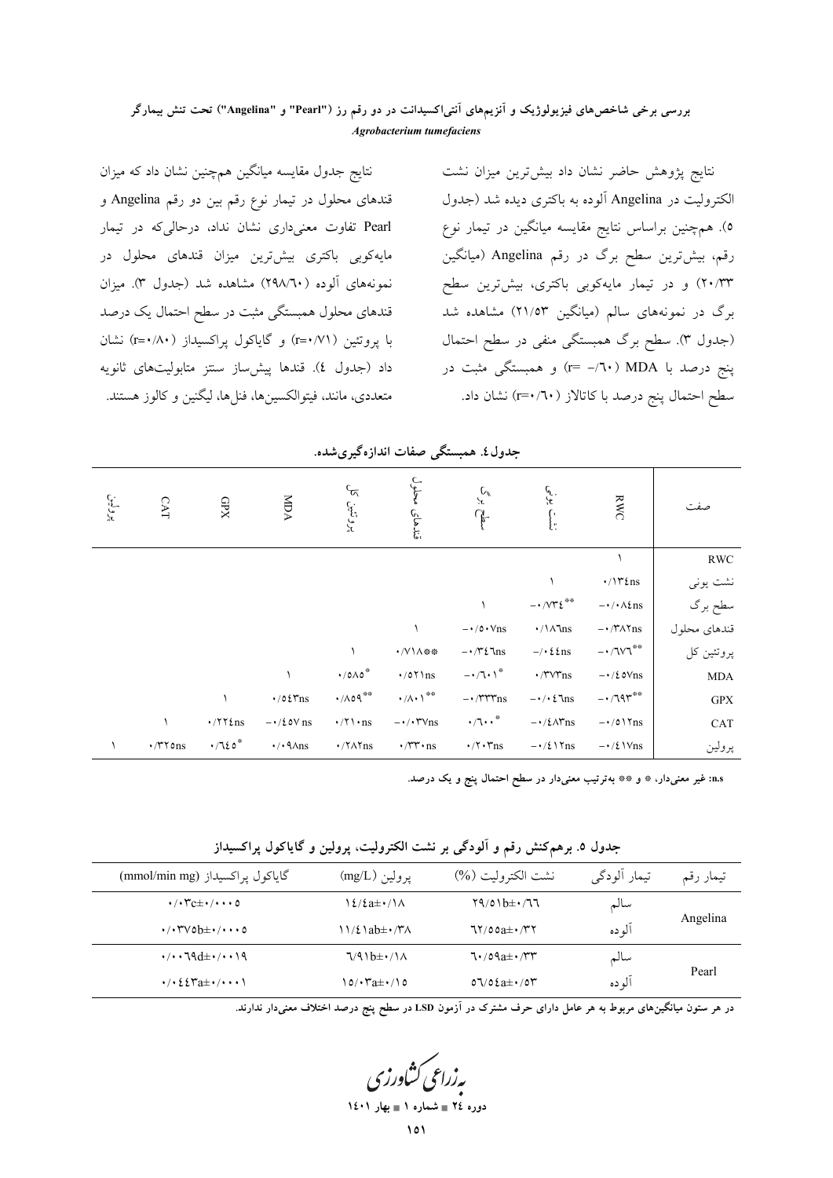نتایج پژوهش حاضر نشان داد بیش‌ترین میزان نشت الکترولیت در Angelina آلوده به باکتری دیده شد (جدول ۵). هم‌چنین براساس نتایج مقایسه میانگین در تیمار نوع رقم، بیش‌ترین سطح برگ در رقم Angelina (میانگین ۲۰/۳۳) و در تیمار مایه‌کوبی باکتری، بیش‌ترین سطح برگ در نمونه‌های سالم (میانگین ۲۱/۵۳) مشاهده شد (جدول ۳). سطح برگ همبستگی منفی در سطح احتمال پنج درصد با MDA (۰/۶۰- =r) و همبستگی مثبت در سطح احتمال پنج درصد با کاتالاز (۰/۶۰=r) نشان داد.

نتایج جدول مقایسه میانگین هم‌چنین نشان داد که میزان قندهای محلول در تیمار نوع رقم بین دو رقم Angelina و Pearl تفاوت معنی‌داری نشان نداد، درحالی‌که در تیمار مایه‌کوبی باکتری بیش‌ترین میزان قندهای محلول در نمونه‌های آلوده (۲۹۸/۶۰) مشاهده شد (جدول ۳). میزان قندهای محلول همبستگی مثبت در سطح احتمال یک درصد با پروتئین (۰/۷۱=r) و گایاکول پراکسیداز (۰/۸۰=r) نشان داد (جدول ٤). قندها پیش‌ساز سنتز متابولیت‌های ثانویه متعددی، مانند، فیتوالکسین‌ها، فنل‌ها، لیگنین و کالوز هستند.

**جدول ٤. همبستگی صفات اندازه‌گیری‌شده.**

| صفت | RWC | نشت یونی | سطح برگ | قندهای محلول | پروتئین کل | MDA | GPX | CAT | پرولین |
|---|---|---|---|---|---|---|---|---|---|
| RWC | ۱ | | | | | | | | |
| نشت یونی | ns۰/۱۳٤ | ۱ | | | | | | | |
| سطح برگ | ns۰/۰۸٤- | **۰/۷۳٤- | ۱ | | | | | | |
| قندهای محلول | ns۰/۳۸۲- | ns۰/۱۸٦ | ns۰/۵۰۷- | ۱ | | | | | |
| پروتئین کل | **۰/۷۷٦- | ns۰/۰٤٤- | ns۰/۳٤٦- | **۰/۷۱۸ | ۱ | | | | |
| MDA | ns۰/٤۵۷- | ns۰/۳۷۳ | *۰/٦۰۱- | ns۰/۵۲۱ | *۰/۵۸۵ | ۱ | | | |
| GPX | **۰/٦۹۳- | ns۰/۰٤٦- | ns۰/۳۳۳- | **۰/۸۰۱ | **۰/۸۵۹ | ns۰/۵٤۳ | ۱ | | |
| CAT | ns۰/۵۱۲- | ns۰/٤۸۳- | *۰/٦۰۰ | ns۰/۰۳۷- | ns۰/۲۱۰ | ns۰/٤۵۷- | ns۰/۲۲٤ | ۱ | |
| پرولین | ns۰/٤۱۷- | ns۰/٤۱۲- | ns۰/۲۰۳ | ns۰/۳۳۰ | ns۰/۲۸۲ | ns۰/۰۹۸ | *۰/٦٤۵ | ns۰/۳۲۵ | ۱ |

**n.s: غیر معنی‌دار، * و ** به‌ترتیب معنی‌دار در سطح احتمال پنج و یک درصد.**

**جدول ۵. برهم‌کنش رقم و آلودگی بر نشت الکترولیت، پرولین و گایاکول پراکسیداز**

| تیمار رقم | تیمار آلودگی | نشت الکترولیت (%) | پرولین (mg/L) | گایاکول پراکسیداز (mmol/min mg) |
|---|---|---|---|---|
| Angelina | سالم | ۲۹/۵۱b±۰/٦٦ | ۱٤/٤a±۰/۱۸ | ۰/۰۳c±۰/۰۰۰۵ |
| | آلوده | ٦۲/۵۵a±۰/۳۲ | ۱۱/٤۱ab±۰/۳۸ | ۰/۰۳۷۵b±۰/۰۰۰۵ |
| Pearl | سالم | ٦۰/۵۹a±۰/۳۳ | ٦/۹۱b±۰/۱۸ | ۰/۰۰٦۹d±۰/۰۰۱۹ |
| | آلوده | ۵٦/۵٤a±۰/۵۳ | ۱۵/۰۳a±۰/۱۵ | ۰/۰٤٤۳a±۰/۰۰۰۱ |

**در هر ستون میانگین‌های مربوط به هر عامل دارای حرف مشترک در آزمون LSD در سطح پنج درصد اختلاف معنی‌دار ندارند.**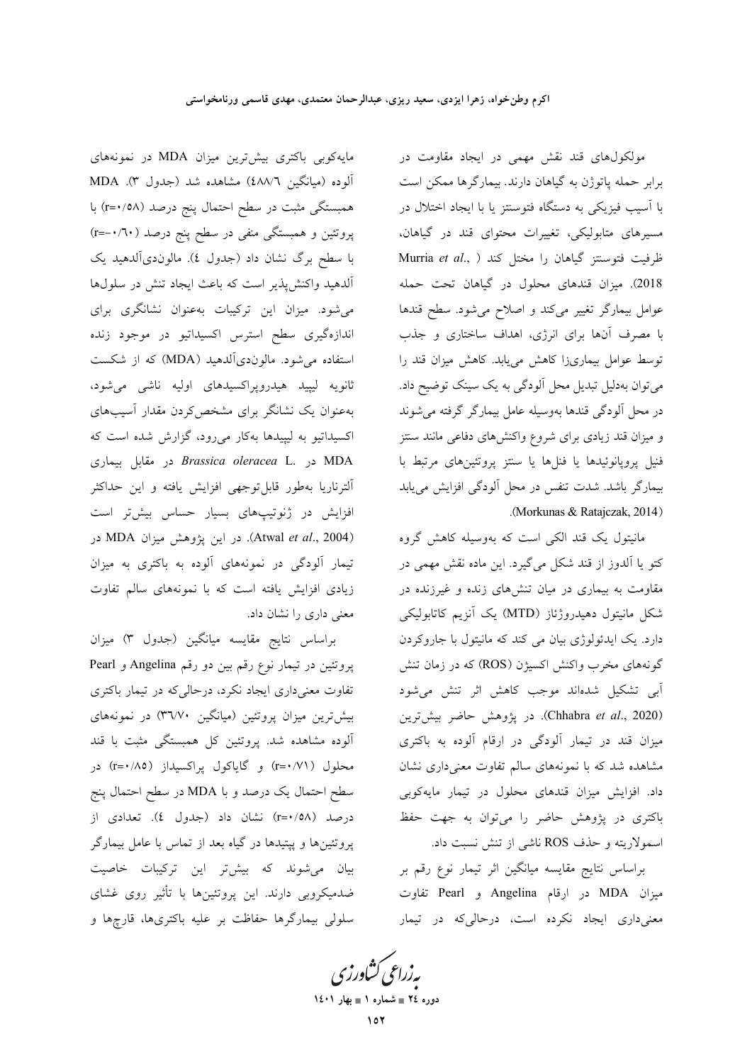مولکول‌های قند نقش مهمی در ایجاد مقاومت در برابر حمله پاتوژن به گیاهان دارند. بیمارگرها ممکن است با آسیب فیزیکی به دستگاه فتوسنتز یا با ایجاد اختلال در مسیرهای متابولیکی، تغییرات محتوای قند در گیاهان، ظرفیت فتوسنتز گیاهان را مختل کند (Murria *et al*., 2018). میزان قندهای محلول در گیاهان تحت حمله عوامل بیمارگر تغییر می‌کند و اصلاح می‌شود. سطح قندها با مصرف آن‌ها برای انرژی، اهداف ساختاری و جذب توسط عوامل بیماری‌زا کاهش می‌یابد. کاهش میزان قند را می‌توان به‌دلیل تبدیل محل آلودگی به یک سینک توضیح داد. در محل آلودگی قندها به‌وسیله عامل بیمارگر گرفته می‌شوند و میزان قند زیادی برای شروع واکنش‌های دفاعی مانند سنتز فنیل پروپانوئیدها یا فنل‌ها یا سنتز پروتئین‌های مرتبط با بیمارگر باشد. شدت تنفس در محل آلودگی افزایش می‌یابد (Morkunas & Ratajczak, 2014).

مانیتول یک قند الکی است که به‌وسیله کاهش گروه کتو یا آلدوز از قند شکل می‌گیرد. این ماده نقش مهمی در مقاومت به بیماری در میان تنش‌های زنده و غیرزنده در شکل مانیتول دهیدروژناز (MTD) یک آنزیم کاتابولیکی دارد. یک ایدئولوژی بیان می کند که مانیتول با جاروکردن گونه‌های مخرب واکنش اکسیژن (ROS) که در زمان تنش آبی تشکیل شده‌اند موجب کاهش اثر تنش می‌شود (Chhabra *et al*., 2020). در پژوهش حاضر بیش‌ترین میزان قند در تیمار آلودگی در ارقام آلوده به باکتری مشاهده شد که با نمونه‌های سالم تفاوت معنی‌داری نشان داد. افزایش میزان قندهای محلول در تیمار مایه‌کوبی باکتری در پژوهش حاضر را می‌توان به جهت حفظ اسمولاریته و حذف ROS ناشی از تنش نسبت داد.

براساس نتایج مقایسه میانگین اثر تیمار نوع رقم بر میزان MDA در ارقام Angelina و Pearl تفاوت معنی‌داری ایجاد نکرده است، درحالی‌که در تیمار مایه‌کوبی باکتری بیش‌ترین میزان MDA در نمونه‌های آلوده (میانگین ٤٨٨/٦) مشاهده شد (جدول ٣). MDA همبستگی مثبت در سطح احتمال پنج درصد (r=٠/٥٨) با پروتئین و همبستگی منفی در سطح پنج درصد (r=-٠/٦٠) با سطح برگ نشان داد (جدول ٤). مالون‌دی‌آلدهید یک آلدهید واکنش‌پذیر است که باعث ایجاد تنش در سلول‌ها می‌شود. میزان این ترکیبات به‌عنوان نشانگری برای اندازه‌گیری سطح استرس اکسیداتیو در موجود زنده استفاده می‌شود. مالون‌دی‌آلدهید (MDA) که از شکست ثانویه لیپید هیدروپراکسیدهای اولیه ناشی می‌شود، به‌عنوان یک نشانگر برای مشخص‌کردن مقدار آسیب‌های اکسیداتیو به لیپیدها به‌کار می‌رود، گزارش شده است که MDA در *Brassica oleracea* L. در مقابل بیماری آلترناریا به‌طور قابل‌توجهی افزایش یافته و این حداکثر افزایش در ژنوتیپ‌های بسیار حساس بیش‌تر است (Atwal *et al*., 2004). در این پژوهش میزان MDA در تیمار آلودگی در نمونه‌های آلوده به باکتری به میزان زیادی افزایش یافته است که با نمونه‌های سالم تفاوت معنی داری را نشان داد.

براساس نتایج مقایسه میانگین (جدول ٣) میزان پروتئین در تیمار نوع رقم بین دو رقم Angelina و Pearl تفاوت معنی‌داری ایجاد نکرد، درحالی‌که در تیمار باکتری بیش‌ترین میزان پروتئین (میانگین ٣٦/٧٠) در نمونه‌های آلوده مشاهده شد. پروتئین کل همبستگی مثبت با قند محلول (r=٠/٧١) و گایاکول پراکسیداز (r=٠/٨٥) در سطح احتمال یک درصد و با MDA در سطح احتمال پنج درصد (r=٠/٥٨) نشان داد (جدول ٤). تعدادی از پروتئین‌ها و پپتیدها در گیاه بعد از تماس با عامل بیمارگر بیان می‌شوند که بیش‌تر این ترکیبات خاصیت ضدمیکروبی دارند. این پروتئین‌ها با تأثیر روی غشای سلولی بیمارگرها حفاظت بر علیه باکتری‌ها، قارچ‌ها و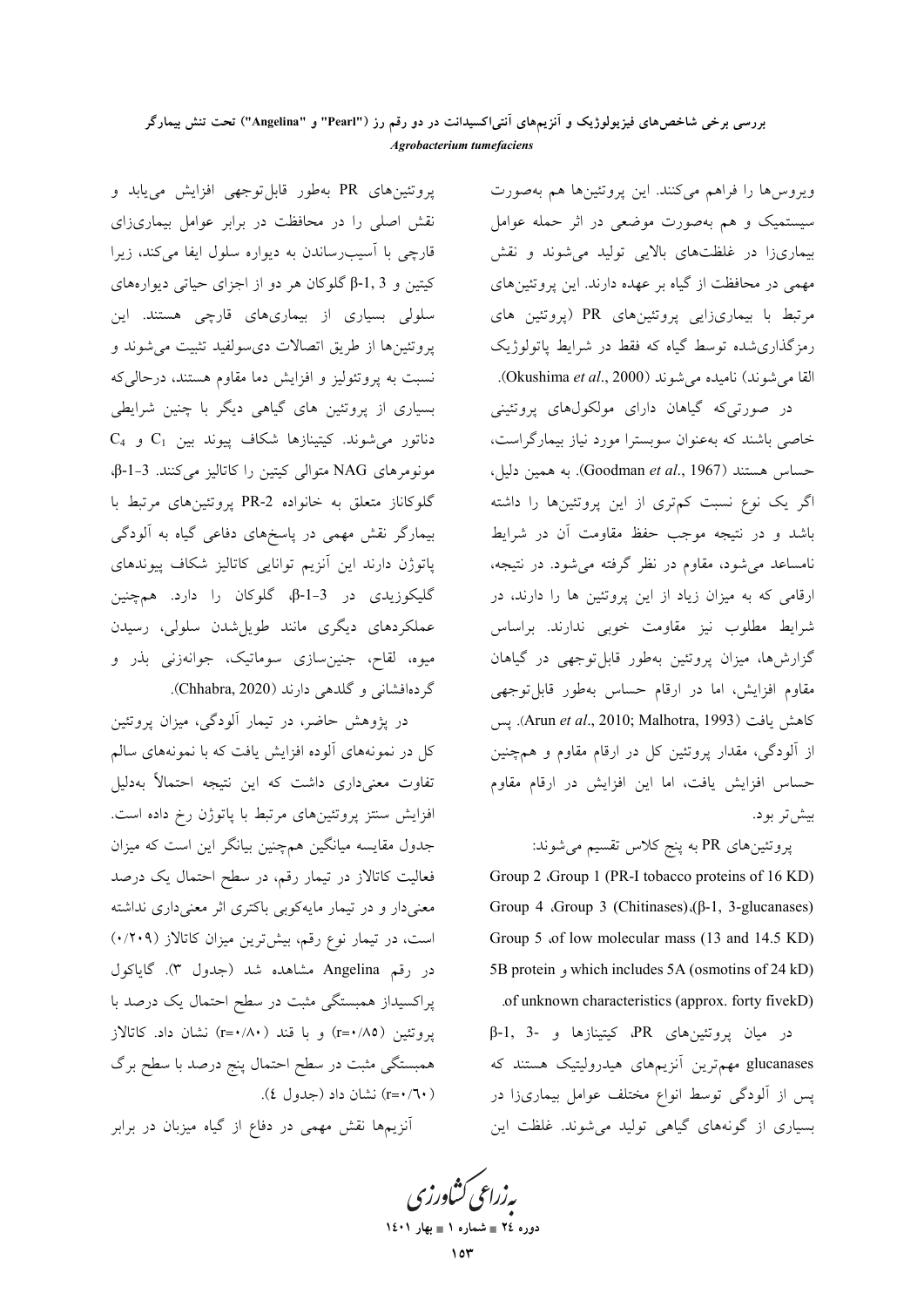ویروس‌ها را فراهم می‌کنند. این پروتئین‌ها هم به‌صورت سیستمیک و هم به‌صورت موضعی در اثر حمله عوامل بیماری‌زا در غلظت‌های بالایی تولید می‌شوند و نقش مهمی در محافظت از گیاه بر عهده دارند. این پروتئین‌های مرتبط با بیماری‌زایی پروتئین‌های PR (پروتئین های رمزگذاری‌شده توسط گیاه که فقط در شرایط پاتولوژیک القا می‌شوند) نامیده می‌شوند (Okushima *et al*., 2000).

در صورتی‌که گیاهان دارای مولکول‌های پروتئینی خاصی باشند که به‌عنوان سوبسترا مورد نیاز بیمارگراست، حساس هستند (Goodman *et al*., 1967). به همین دلیل، اگر یک نوع نسبت کم‌تری از این پروتئین‌ها را داشته باشد و در نتیجه موجب حفظ مقاومت آن در شرایط نامساعد می‌شود، مقاوم در نظر گرفته می‌شود. در نتیجه، ارقامی که به میزان زیاد از این پروتئین ها را دارند، در شرایط مطلوب نیز مقاومت خوبی ندارند. براساس گزارش‌ها، میزان پروتئین به‌طور قابل‌توجهی در گیاهان مقاوم افزایش، اما در ارقام حساس به‌طور قابل‌توجهی کاهش یافت (Arun *et al*., 2010; Malhotra, 1993). پس از آلودگی، مقدار پروتئین کل در ارقام مقاوم و همچنین حساس افزایش یافت، اما این افزایش در ارقام مقاوم بیش‌تر بود.

پروتئین‌های PR به پنج کلاس تقسیم می‌شوند: Group 1 (PR-I tobacco proteins of 16 KD)، Group 2 (β-1, 3-glucanases)، Group 3 (Chitinases)، Group 4 of low molecular mass (13 and 14.5 KD)، Group 5 which includes 5A (osmotins of 24 kD) و 5B protein of unknown characteristics (approx. forty fivekD).

در میان پروتئین‌های PR، کیتینازها و β-1, 3-glucanases مهم‌ترین آنزیم‌های هیدرولیتیک هستند که پس از آلودگی توسط انواع مختلف عوامل بیماری‌زا در بسیاری از گونه‌های گیاهی تولید می‌شوند. غلظت این پروتئین‌های PR به‌طور قابل‌توجهی افزایش می‌یابد و نقش اصلی را در محافظت در برابر عوامل بیماری‌زای قارچی با آسیب‌رساندن به دیواره سلول ایفا می‌کند، زیرا کیتین و β-1, 3 گلوکان هر دو از اجزای حیاتی دیواره‌های سلولی بسیاری از بیماری‌های قارچی هستند. این پروتئین‌ها از طریق اتصالات دی‌سولفید تثبیت می‌شوند و نسبت به پروتئولیز و افزایش دما مقاوم هستند، درحالی‌که بسیاری از پروتئین های گیاهی دیگر با چنین شرایطی دناتور می‌شوند. کیتینازها شکاف پیوند بین $C_1$ و $C_4$ مونومرهای NAG متوالی کیتین را کاتالیز می‌کنند. β-1-3، گلوکاناز متعلق به خانواده PR-2 پروتئین‌های مرتبط با بیمارگر نقش مهمی در پاسخ‌های دفاعی گیاه به آلودگی پاتوژن دارند این آنزیم توانایی کاتالیز شکاف پیوندهای گلیکوزیدی در β-1-3، گلوکان را دارد. همچنین عملکردهای دیگری مانند طویل‌شدن سلولی، رسیدن میوه، لقاح، جنین‌سازی سوماتیک، جوانه‌زنی بذر و گرده‌افشانی و گلدهی دارند (Chhabra, 2020).

در پژوهش حاضر، در تیمار آلودگی، میزان پروتئین کل در نمونه‌های آلوده افزایش یافت که با نمونه‌های سالم تفاوت معنی‌داری داشت که این نتیجه احتمالاً به‌دلیل افزایش سنتز پروتئین‌های مرتبط با پاتوژن رخ داده است. جدول مقایسه میانگین همچنین بیانگر این است که میزان فعالیت کاتالاز در تیمار رقم، در سطح احتمال یک درصد معنی‌دار و در تیمار مایه‌کوبی باکتری اثر معنی‌داری نداشته است، در تیمار نوع رقم، بیش‌ترین میزان کاتالاز (۰/۲۰۹) در رقم Angelina مشاهده شد (جدول ۳). گایاکول پراکسیداز همبستگی مثبت در سطح احتمال یک درصد با پروتئین (r=۰/۸۵) و با قند (r=۰/۸۰) نشان داد. کاتالاز همبستگی مثبت در سطح احتمال پنج درصد با سطح برگ (r=۰/٦۰) نشان داد (جدول ٤).

آنزیم‌ها نقش مهمی در دفاع از گیاه میزبان در برابر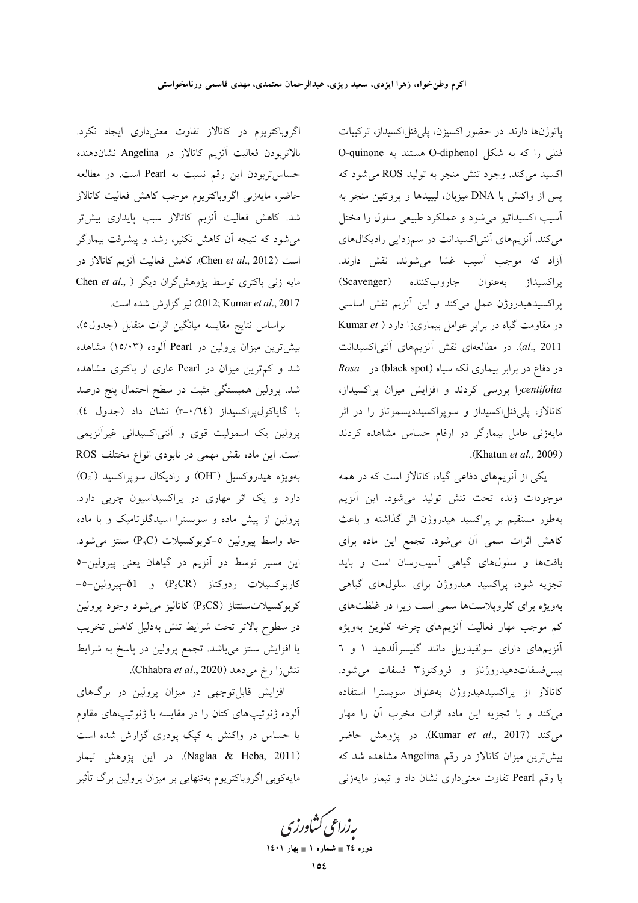پاتوژن‌ها دارند. در حضور اکسیژن، پلی‌فنل‌اکسیداز، ترکیبات فنلی را که به شکل O-diphenol هستند به O-quinone اکسید می‌کند. وجود تنش منجر به تولید ROS می‌شود که پس از واکنش با DNA میزبان، لیپیدها و پروتئین منجر به آسیب اکسیداتیو می‌شود و عملکرد طبیعی سلول را مختل می‌کند. آنزیم‌های آنتی‌اکسیدانت در سم‌زدایی رادیکال‌های آزاد که موجب آسیب غشا می‌شوند، نقش دارند. پراکسیداز به‌عنوان جاروب‌کننده (Scavenger) پراکسیدهیدروژن عمل می‌کند و این آنزیم نقش اساسی در مقاومت گیاه در برابر عوامل بیماری‌زا دارد (Kumar *et al.*, 2011). در مطالعه‌ای نقش آنزیم‌های آنتی‌اکسیدانت در دفاع در برابر بیماری لکه سیاه (black spot) در *Rosa centifolia*را بررسی کردند و افزایش میزان پراکسیداز، کاتالاز، پلی‌فنل‌اکسیداز و سوپراکسیددیسموتاز را در اثر مایه‌زنی عامل بیمارگر در ارقام حساس مشاهده کردند (Khatun *et al.,* 2009).

یکی از آنزیم‌های دفاعی گیاه، کاتالاز است که در همه موجودات زنده تحت تنش تولید می‌شود. این آنزیم به‌طور مستقیم بر پراکسید هیدروژن اثر گذاشته و باعث کاهش اثرات سمی آن می‌شود. تجمع این ماده برای بافت‌ها و سلول‌های گیاهی آسیب‌رسان است و باید تجزیه شود، پراکسید هیدروژن برای سلول‌های گیاهی به‌ویژه برای کلروپلاست‌ها سمی است زیرا در غلظت‌های کم موجب مهار فعالیت آنزیم‌های چرخه کلوین به‌ویژه آنزیم‌های دارای سولفیدریل مانند گلیسرآلدهید ۱ و ٦ بیس‌فسفات‌دهیدروژناز و فروکتوز۳ فسفات می‌شود. کاتالاز از پراکسیدهیدروژن به‌عنوان سوبسترا استفاده می‌کند و با تجزیه این ماده اثرات مخرب آن را مهار می‌کند (Kumar *et al.*, 2017). در پژوهش حاضر بیش‌ترین میزان کاتالاز در رقم Angelina مشاهده شد که با رقم Pearl تفاوت معنی‌داری نشان داد و تیمار مایه‌زنی اگروباکتریوم در کاتالاز تفاوت معنی‌داری ایجاد نکرد. بالاتربودن فعالیت آنزیم کاتالاز در Angelina نشان‌دهنده حساس‌تربودن این رقم نسبت به Pearl است. در مطالعه حاضر، مایه‌زنی اگروباکتریوم موجب کاهش فعالیت کاتالاز شد. کاهش فعالیت آنزیم کاتالاز سبب پایداری بیش‌تر می‌شود که نتیجه آن کاهش تکثیر، رشد و پیشرفت بیمارگر است (Chen *et al.*, 2012). کاهش فعالیت آنزیم کاتالاز در مایه زنی باکتری توسط پژوهش‌گران دیگر (Chen *et al.*, 2012; Kumar *et al.*, 2017) نیز گزارش شده است.

براساس نتایج مقایسه میانگین اثرات متقابل (جدول۵)، بیش‌ترین میزان پرولین در Pearl آلوده (۱۵/۰۳) مشاهده شد و کم‌ترین میزان در Pearl عاری از باکتری مشاهده شد. پرولین همبستگی مثبت در سطح احتمال پنج درصد با گایاکول‌پراکسیداز (r=۰/٦٤) نشان داد (جدول ٤). پرولین یک اسمولیت قوی و آنتی‌اکسیدانی غیرآنزیمی است. این ماده نقش مهمی در نابودی انواع مختلف ROS به‌ویژه هیدروکسیل ($OH^-$) و رادیکال سوپراکسید ($O_2^-$) دارد و یک اثر مهاری در پراکسیداسیون چربی دارد. پرولین از پیش ماده و سوبسترا اسیدگلوتامیک و با ماده حد واسط پیرولین ۵-کربوکسیلات ($P_5C$) سنتز می‌شود. این مسیر توسط دو آنزیم در گیاهان یعنی پیرولین-۵-کاربوکسیلات ردوکتاز ($P_5CR$) و δ1-پیرولین-۵-کربوکسیلات‌سنتتاز ($P_5CS$) کاتالیز می‌شود وجود پرولین در سطوح بالاتر تحت شرایط تنش به‌دلیل کاهش تخریب یا افزایش سنتز می‌باشد. تجمع پرولین در پاسخ به شرایط تنش‌زا رخ می‌دهد (Chhabra *et al.*, 2020).

افزایش قابل‌توجهی در میزان پرولین در برگ‌های آلوده ژنوتیپ‌های کتان را در مقایسه با ژنوتیپ‌های مقاوم یا حساس در واکنش به کپک پودری گزارش شده است (Naglaa & Heba, 2011). در این پژوهش تیمار مایه‌کوبی اگروباکتریوم به‌تنهایی بر میزان پرولین برگ تأثیر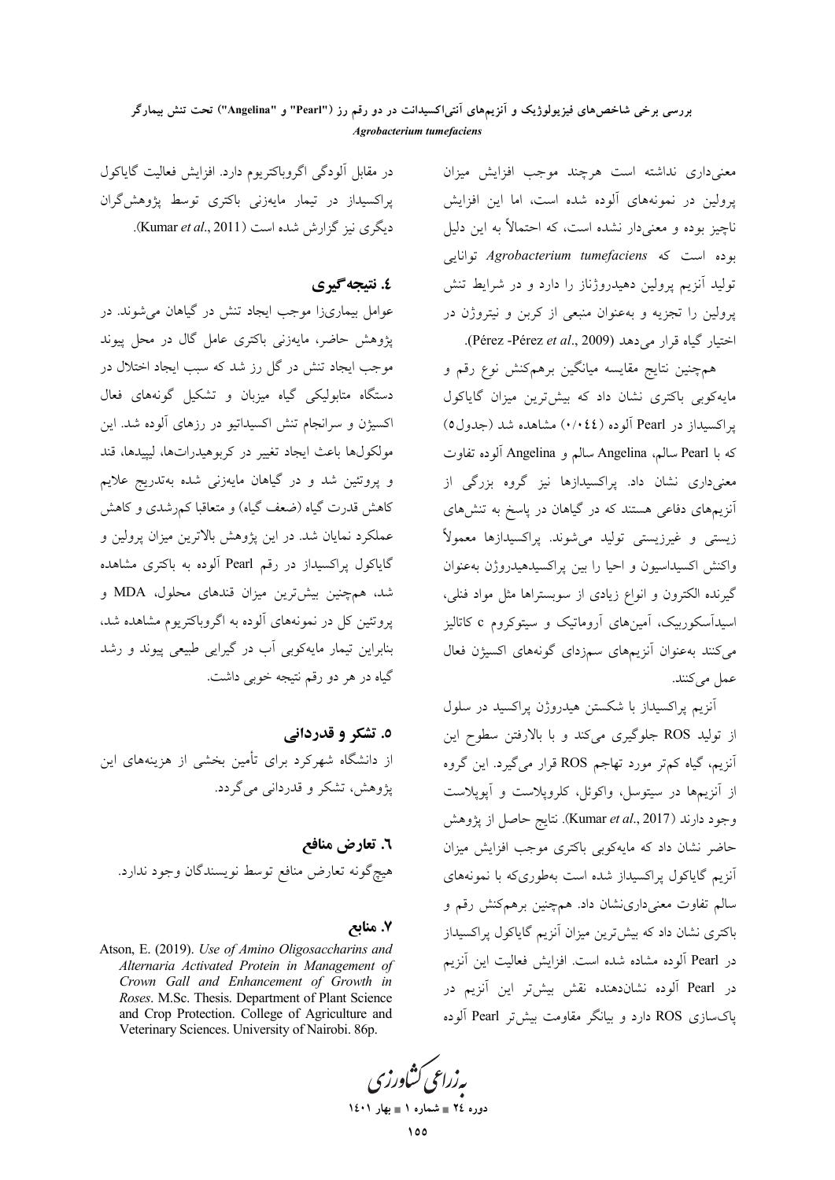معنی‌داری نداشته است هرچند موجب افزایش میزان پرولین در نمونه‌های آلوده شده است، اما این افزایش ناچیز بوده و معنی‌دار نشده است، که احتمالاً به این دلیل بوده است که *Agrobacterium tumefaciens* توانایی تولید آنزیم پرولین دهیدروژناز را دارد و در شرایط تنش پرولین را تجزیه و به‌عنوان منبعی از کربن و نیتروژن در اختیار گیاه قرار می‌دهد (Pérez -Pérez *et al*., 2009).

همچنین نتایج مقایسه میانگین برهم‌کنش نوع رقم و مایه‌کوبی باکتری نشان داد که بیش‌ترین میزان گایاکول پراکسیداز در Pearl آلوده (۰/۰۴۴) مشاهده شد (جدول۵) که با Pearl سالم، Angelina سالم و Angelina آلوده تفاوت معنی‌داری نشان داد. پراکسیدازها نیز گروه بزرگی از آنزیم‌های دفاعی هستند که در گیاهان در پاسخ به تنش‌های زیستی و غیرزیستی تولید می‌شوند. پراکسیدازها معمولاً واکنش اکسیداسیون و احیا را بین پراکسیدهیدروژن به‌عنوان گیرنده الکترون و انواع زیادی از سوبستراها مثل مواد فنلی، اسیدآسکوربیک، آمین‌های آروماتیک و سیتوکروم c کاتالیز می‌کنند به‌عنوان آنزیم‌های سم‌زدای گونه‌های اکسیژن فعال عمل می‌کنند.

آنزیم پراکسیداز با شکستن هیدروژن پراکسید در سلول از تولید ROS جلوگیری می‌کند و با بالارفتن سطوح این آنزیم، گیاه کم‌تر مورد تهاجم ROS قرار می‌گیرد. این گروه از آنزیم‌ها در سیتوسل، واکوئل، کلروپلاست و آپوپلاست وجود دارند (Kumar *et al*., 2017). نتایج حاصل از پژوهش حاضر نشان داد که مایه‌کوبی باکتری موجب افزایش میزان آنزیم گایاکول پراکسیداز شده است به‌طوری‌که با نمونه‌های سالم تفاوت معنی‌داری‌نشان داد. همچنین برهم‌کنش رقم و باکتری نشان داد که بیش‌ترین میزان آنزیم گایاکول پراکسیداز در Pearl آلوده مشاهده شده است. افزایش فعالیت این آنزیم در Pearl آلوده نشان‌دهنده نقش بیش‌تر این آنزیم در پاک‌سازی ROS دارد و بیانگر مقاومت بیش‌تر Pearl آلوده در مقابل آلودگی اگروباکتریوم دارد. افزایش فعالیت گایاکول پراکسیداز در تیمار مایه‌زنی باکتری توسط پژوهش‌گران دیگری نیز گزارش شده است (Kumar *et al*., 2011).

## ٤. نتیجه‌گیری

عوامل بیماری‌زا موجب ایجاد تنش در گیاهان می‌شوند. در پژوهش حاضر، مایه‌زنی باکتری عامل گال در محل پیوند موجب ایجاد تنش در گل رز شد که سبب ایجاد اختلال در دستگاه متابولیکی گیاه میزبان و تشکیل گونه‌های فعال اکسیژن و سرانجام تنش اکسیداتیو در رزهای آلوده شد. این مولکول‌ها باعث ایجاد تغییر در کربوهیدرات‌ها، لیپیدها، قند و پروتئین شد و در گیاهان مایه‌زنی شده به‌تدریج علایم کاهش قدرت گیاه (ضعف گیاه) و متعاقبا کم‌رشدی و کاهش عملکرد نمایان شد. در این پژوهش بالاترین میزان پرولین و گایاکول پراکسیداز در رقم Pearl آلوده به باکتری مشاهده شد، همچنین بیش‌ترین میزان قندهای محلول، MDA و پروتئین کل در نمونه‌های آلوده به اگروباکتریوم مشاهده شد، بنابراین تیمار مایه‌کوبی آب در گیرایی طبیعی پیوند و رشد گیاه در هر دو رقم نتیجه خوبی داشت.

## ٥. تشکر و قدردانی

از دانشگاه شهرکرد برای تأمین بخشی از هزینه‌های این پژوهش، تشکر و قدردانی می‌گردد.

## ٦. تعارض منافع

هیچ‌گونه تعارض منافع توسط نویسندگان وجود ندارد.

## ٧. منابع

Atson, E. (2019). *Use of Amino Oligosaccharins and Alternaria Activated Protein in Management of Crown Gall and Enhancement of Growth in Roses*. M.Sc. Thesis. Department of Plant Science and Crop Protection. College of Agriculture and Veterinary Sciences. University of Nairobi. 86p.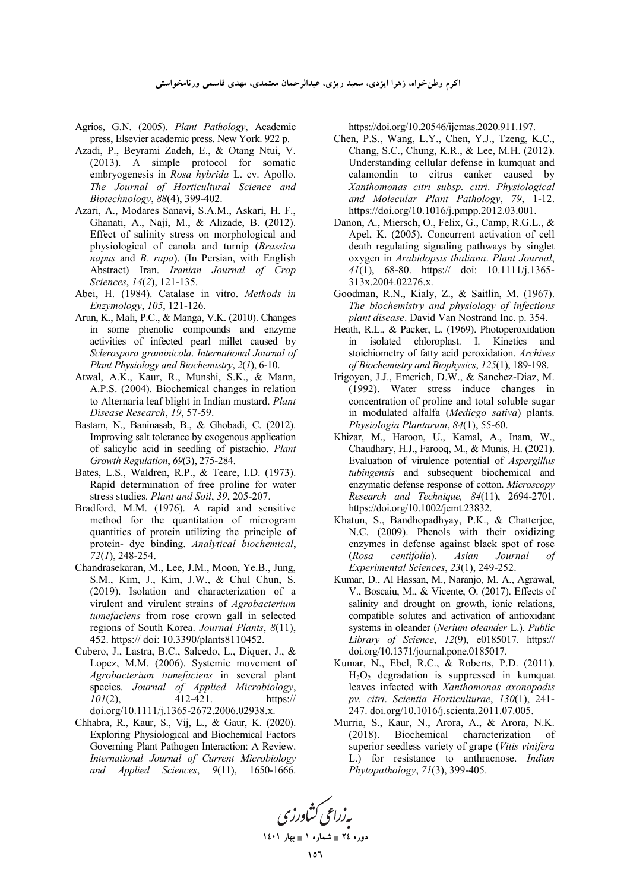Agrios, G.N. (2005). *Plant Pathology*, Academic press, Elsevier academic press. New York. 922 p.

Azadi, P., Beyrami Zadeh, E., & Otang Ntui, V. (2013). A simple protocol for somatic embryogenesis in *Rosa hybrida* L. cv. Apollo. *The Journal of Horticultural Science and Biotechnology*, *88*(4), 399-402.

Azari, A., Modares Sanavi, S.A.M., Askari, H. F., Ghanati, A., Naji, M., & Alizade, B. (2012). Effect of salinity stress on morphological and physiological of canola and turnip (*Brassica napus* and *B. rapa*). (In Persian, with English Abstract) Iran. *Iranian Journal of Crop Sciences*, *14*(*2*), 121-135.

Abei, H. (1984). Catalase in vitro. *Methods in Enzymology*, *105*, 121-126.

Arun, K., Mali, P.C., & Manga, V.K. (2010). Changes in some phenolic compounds and enzyme activities of infected pearl millet caused by *Sclerospora graminicola*. *International Journal of Plant Physiology and Biochemistry*, *2*(*1*), 6-10.

Atwal, A.K., Kaur, R., Munshi, S.K., & Mann, A.P.S. (2004). Biochemical changes in relation to Alternaria leaf blight in Indian mustard. *Plant Disease Research*, *19*, 57-59.

Bastam, N., Baninasab, B., & Ghobadi, C. (2012). Improving salt tolerance by exogenous application of salicylic acid in seedling of pistachio. *Plant Growth Regulation*, *69*(3), 275-284.

Bates, L.S., Waldren, R.P., & Teare, I.D. (1973). Rapid determination of free proline for water stress studies. *Plant and Soil*, *39*, 205-207.

Bradford, M.M. (1976). A rapid and sensitive method for the quantitation of microgram quantities of protein utilizing the principle of protein- dye binding. *Analytical biochemical*, *72*(*1*), 248-254.

Chandrasekaran, M., Lee, J.M., Moon, Ye.B., Jung, S.M., Kim, J., Kim, J.W., & Chul Chun, S. (2019). Isolation and characterization of a virulent and virulent strains of *Agrobacterium tumefaciens* from rose crown gall in selected regions of South Korea. *Journal Plants*, *8*(11), 452. https:// doi: 10.3390/plants8110452.

Cubero, J., Lastra, B.C., Salcedo, L., Diquer, J., & Lopez, M.M. (2006). Systemic movement of *Agrobacterium tumefaciens* in several plant species. *Journal of Applied Microbiology*, *101*(2), 412-421. https:// doi.org/10.1111/j.1365-2672.2006.02938.x.

Chhabra, R., Kaur, S., Vij, L., & Gaur, K. (2020). Exploring Physiological and Biochemical Factors Governing Plant Pathogen Interaction: A Review. *International Journal of Current Microbiology and Applied Sciences*, *9*(11), 1650-1666. https://doi.org/10.20546/ijcmas.2020.911.197.

Chen, P.S., Wang, L.Y., Chen, Y.J., Tzeng, K.C., Chang, S.C., Chung, K.R., & Lee, M.H. (2012). Understanding cellular defense in kumquat and calamondin to citrus canker caused by *Xanthomonas citri subsp. citri*. *Physiological and Molecular Plant Pathology*, *79*, 1-12. https://doi.org/10.1016/j.pmpp.2012.03.001.

Danon, A., Miersch, O., Felix, G., Camp, R.G.L., & Apel, K. (2005). Concurrent activation of cell death regulating signaling pathways by singlet oxygen in *Arabidopsis thaliana*. *Plant Journal*, *41*(1), 68-80. https:// doi: 10.1111/j.1365-313x.2004.02276.x.

Goodman, R.N., Kialy, Z., & Saitlin, M. (1967). *The biochemistry and physiology of infections plant disease*. David Van Nostrand Inc. p. 354.

Heath, R.L., & Packer, L. (1969). Photoperoxidation in isolated chloroplast. I. Kinetics and stoichiometry of fatty acid peroxidation. *Archives of Biochemistry and Biophysics*, *125*(1), 189-198.

Irigoyen, J.J., Emerich, D.W., & Sanchez-Diaz, M. (1992). Water stress induce changes in concentration of proline and total soluble sugar in modulated alfalfa (*Medicgo sativa*) plants. *Physiologia Plantarum*, *84*(1), 55-60.

Khizar, M., Haroon, U., Kamal, A., Inam, W., Chaudhary, H.J., Farooq, M., & Munis, H. (2021). Evaluation of virulence potential of *Aspergillus tubingensis* and subsequent biochemical and enzymatic defense response of cotton. *Microscopy Research and Technique, 84*(11), 2694-2701. https://doi.org/10.1002/jemt.23832.

Khatun, S., Bandhopadhyay, P.K., & Chatterjee, N.C. (2009). Phenols with their oxidizing enzymes in defense against black spot of rose (*Rosa centifolia*). *Asian Journal of Experimental Sciences*, *23*(1), 249-252.

Kumar, D., Al Hassan, M., Naranjo, M. A., Agrawal, V., Boscaiu, M., & Vicente, O. (2017). Effects of salinity and drought on growth, ionic relations, compatible solutes and activation of antioxidant systems in oleander (*Nerium oleander* L.). *Public Library of Science*, *12*(9), e0185017. https:// doi.org/10.1371/journal.pone.0185017.

Kumar, N., Ebel, R.C., & Roberts, P.D. (2011). $H_2O_2$ degradation is suppressed in kumquat leaves infected with *Xanthomonas axonopodis pv. citri*. *Scientia Horticulturae*, *130*(1), 241-247. doi.org/10.1016/j.scienta.2011.07.005.

Murria, S., Kaur, N., Arora, A., & Arora, N.K. (2018). Biochemical characterization of superior seedless variety of grape (*Vitis vinifera* L.) for resistance to anthracnose. *Indian Phytopathology*, *71*(3), 399-405.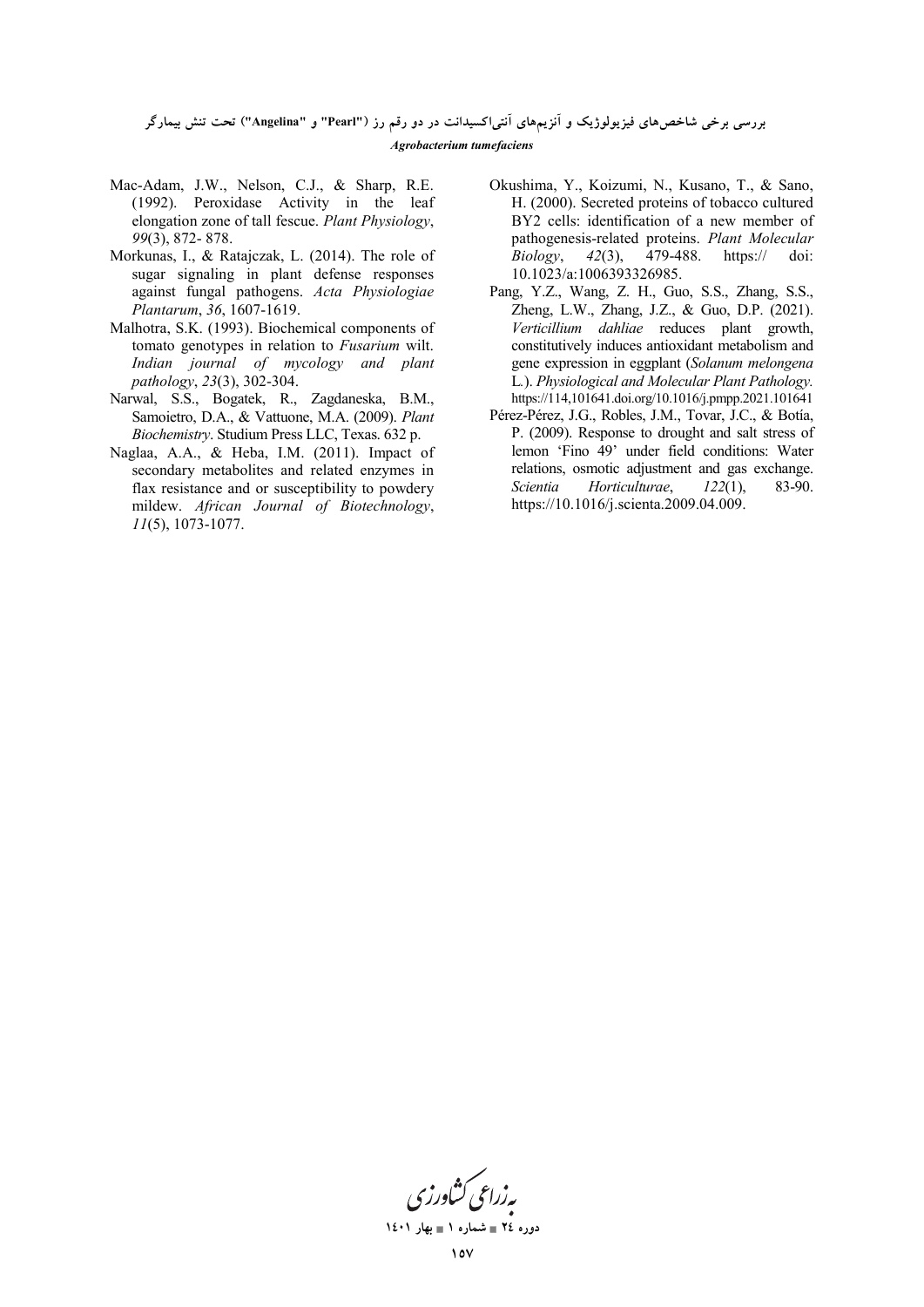Mac-Adam, J.W., Nelson, C.J., & Sharp, R.E. (1992). Peroxidase Activity in the leaf elongation zone of tall fescue. *Plant Physiology*, *99*(3), 872- 878.

Morkunas, I., & Ratajczak, L. (2014). The role of sugar signaling in plant defense responses against fungal pathogens. *Acta Physiologiae Plantarum*, *36*, 1607-1619.

Malhotra, S.K. (1993). Biochemical components of tomato genotypes in relation to *Fusarium* wilt. *Indian journal of mycology and plant pathology*, *23*(3), 302-304.

Narwal, S.S., Bogatek, R., Zagdaneska, B.M., Samoietro, D.A., & Vattuone, M.A. (2009). *Plant Biochemistry*. Studium Press LLC, Texas. 632 p.

Naglaa, A.A., & Heba, I.M. (2011). Impact of secondary metabolites and related enzymes in flax resistance and or susceptibility to powdery mildew. *African Journal of Biotechnology*, *11*(5), 1073-1077.

Okushima, Y., Koizumi, N., Kusano, T., & Sano, H. (2000). Secreted proteins of tobacco cultured BY2 cells: identification of a new member of pathogenesis-related proteins. *Plant Molecular Biology*, *42*(3), 479-488. https:// doi: 10.1023/a:1006393326985.

Pang, Y.Z., Wang, Z. H., Guo, S.S., Zhang, S.S., Zheng, L.W., Zhang, J.Z., & Guo, D.P. (2021). *Verticillium dahliae* reduces plant growth, constitutively induces antioxidant metabolism and gene expression in eggplant (*Solanum melongena* L.). *Physiological and Molecular Plant Pathology.* https://114,101641.doi.org/10.1016/j.pmpp.2021.101641

Pérez-Pérez, J.G., Robles, J.M., Tovar, J.C., & Botía, P. (2009). Response to drought and salt stress of lemon 'Fino 49' under field conditions: Water relations, osmotic adjustment and gas exchange. *Scientia Horticulturae*, *122*(1), 83-90. https://10.1016/j.scienta.2009.04.009.